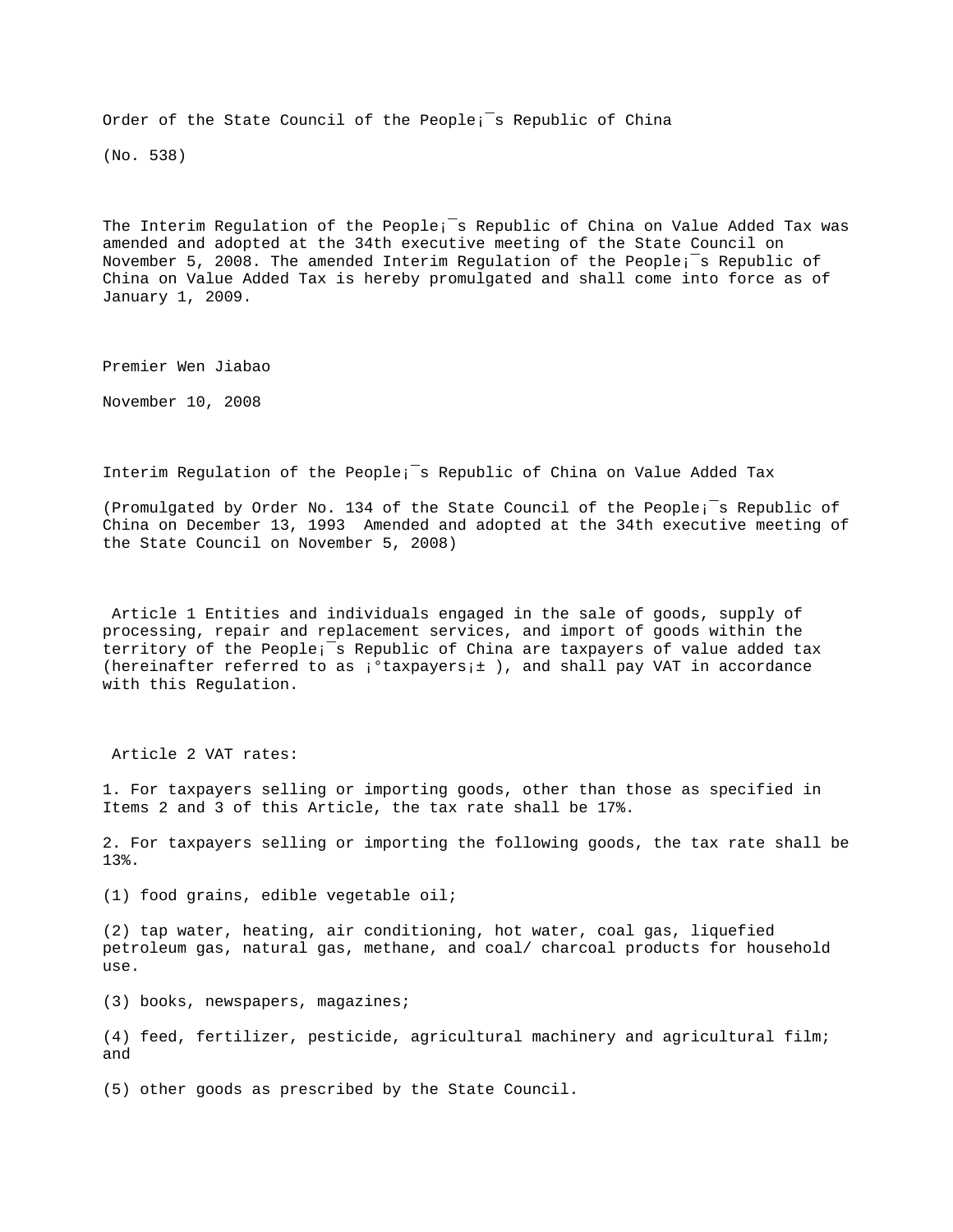Order of the State Council of the People¡¯s Republic of China

(No. 538)

The Interim Regulation of the People¡¯s Republic of China on Value Added Tax was amended and adopted at the 34th executive meeting of the State Council on November 5, 2008. The amended Interim Regulation of the People¡¯s Republic of China on Value Added Tax is hereby promulgated and shall come into force as of January 1, 2009.

Premier Wen Jiabao

November 10, 2008

Interim Regulation of the People¡¯s Republic of China on Value Added Tax

(Promulgated by Order No. 134 of the State Council of the People¡¯s Republic of China on December 13, 1993 Amended and adopted at the 34th executive meeting of the State Council on November 5, 2008)

Article 1 Entities and individuals engaged in the sale of goods, supply of processing, repair and replacement services, and import of goods within the territory of the People¡¯s Republic of China are taxpayers of value added tax (hereinafter referred to as ¡°taxpayers¡± ), and shall pay VAT in accordance with this Regulation.

Article 2 VAT rates:

1. For taxpayers selling or importing goods, other than those as specified in Items 2 and 3 of this Article, the tax rate shall be 17%.

2. For taxpayers selling or importing the following goods, the tax rate shall be 13%.

(1) food grains, edible vegetable oil;

(2) tap water, heating, air conditioning, hot water, coal gas, liquefied petroleum gas, natural gas, methane, and coal/ charcoal products for household use.

(3) books, newspapers, magazines;

(4) feed, fertilizer, pesticide, agricultural machinery and agricultural film; and

(5) other goods as prescribed by the State Council.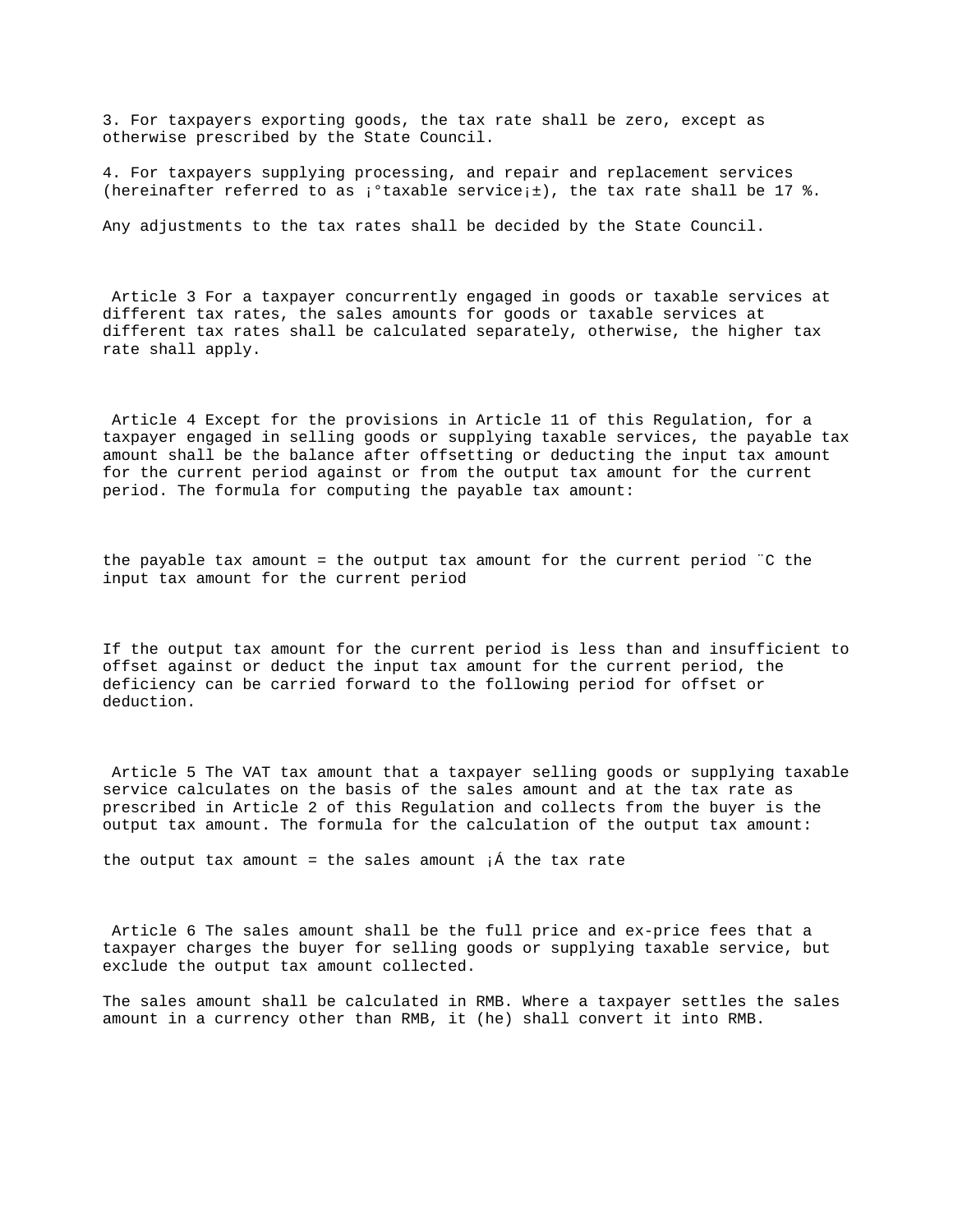3. For taxpayers exporting goods, the tax rate shall be zero, except as otherwise prescribed by the State Council.

4. For taxpayers supplying processing, and repair and replacement services (hereinafter referred to as ¡°taxable service¡±), the tax rate shall be 17 %.

Any adjustments to the tax rates shall be decided by the State Council.

Article 3 For a taxpayer concurrently engaged in goods or taxable services at different tax rates, the sales amounts for goods or taxable services at different tax rates shall be calculated separately, otherwise, the higher tax rate shall apply.

Article 4 Except for the provisions in Article 11 of this Regulation, for a taxpayer engaged in selling goods or supplying taxable services, the payable tax amount shall be the balance after offsetting or deducting the input tax amount for the current period against or from the output tax amount for the current period. The formula for computing the payable tax amount:

the payable tax amount = the output tax amount for the current period ¨C the input tax amount for the current period

If the output tax amount for the current period is less than and insufficient to offset against or deduct the input tax amount for the current period, the deficiency can be carried forward to the following period for offset or deduction.

Article 5 The VAT tax amount that a taxpayer selling goods or supplying taxable service calculates on the basis of the sales amount and at the tax rate as prescribed in Article 2 of this Regulation and collects from the buyer is the output tax amount. The formula for the calculation of the output tax amount:

the output tax amount = the sales amount ¡Á the tax rate

Article 6 The sales amount shall be the full price and ex-price fees that a taxpayer charges the buyer for selling goods or supplying taxable service, but exclude the output tax amount collected.

The sales amount shall be calculated in RMB. Where a taxpayer settles the sales amount in a currency other than RMB, it (he) shall convert it into RMB.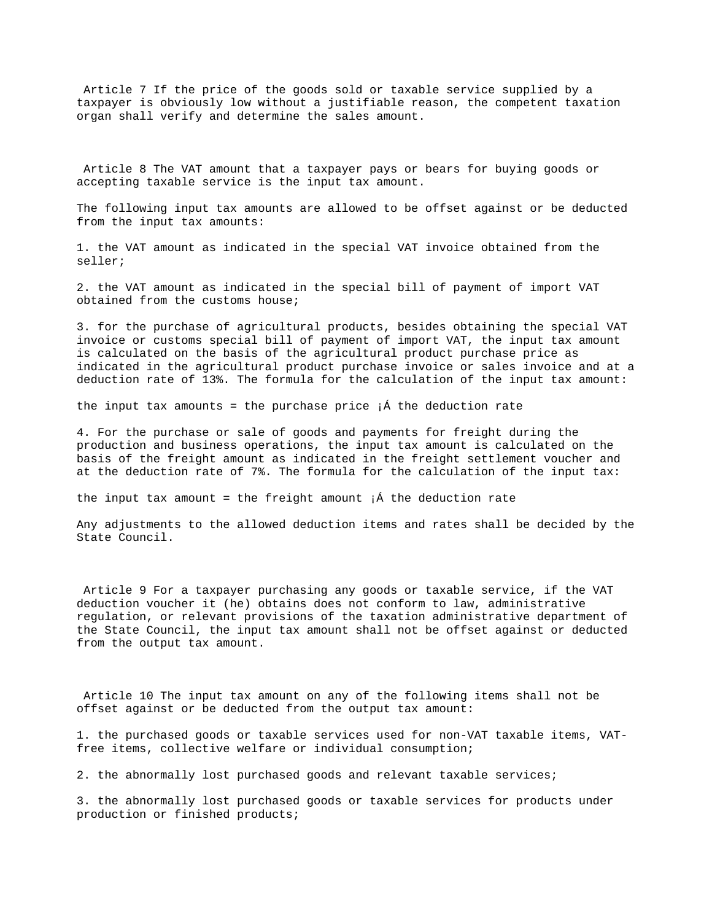Article 7 If the price of the goods sold or taxable service supplied by a taxpayer is obviously low without a justifiable reason, the competent taxation organ shall verify and determine the sales amount.

Article 8 The VAT amount that a taxpayer pays or bears for buying goods or accepting taxable service is the input tax amount.

The following input tax amounts are allowed to be offset against or be deducted from the input tax amounts:

1. the VAT amount as indicated in the special VAT invoice obtained from the seller;

2. the VAT amount as indicated in the special bill of payment of import VAT obtained from the customs house;

3. for the purchase of agricultural products, besides obtaining the special VAT invoice or customs special bill of payment of import VAT, the input tax amount is calculated on the basis of the agricultural product purchase price as indicated in the agricultural product purchase invoice or sales invoice and at a deduction rate of 13%. The formula for the calculation of the input tax amount:

the input tax amounts = the purchase price ¡Á the deduction rate

4. For the purchase or sale of goods and payments for freight during the production and business operations, the input tax amount is calculated on the basis of the freight amount as indicated in the freight settlement voucher and at the deduction rate of 7%. The formula for the calculation of the input tax:

the input tax amount = the freight amount ¡Á the deduction rate

Any adjustments to the allowed deduction items and rates shall be decided by the State Council.

Article 9 For a taxpayer purchasing any goods or taxable service, if the VAT deduction voucher it (he) obtains does not conform to law, administrative regulation, or relevant provisions of the taxation administrative department of the State Council, the input tax amount shall not be offset against or deducted from the output tax amount.

Article 10 The input tax amount on any of the following items shall not be offset against or be deducted from the output tax amount:

1. the purchased goods or taxable services used for non-VAT taxable items, VAT-free items, collective welfare or individual consumption;

2. the abnormally lost purchased goods and relevant taxable services;

3. the abnormally lost purchased goods or taxable services for products under production or finished products;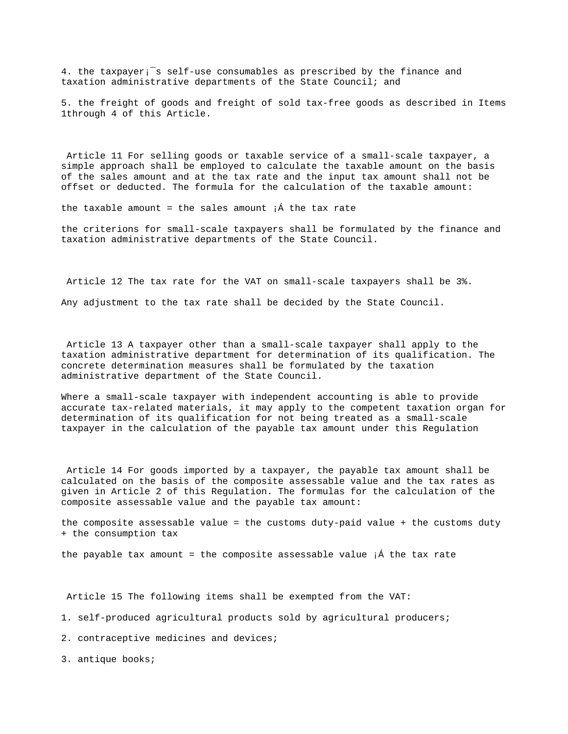4. the taxpayer¡¯s self-use consumables as prescribed by the finance and taxation administrative departments of the State Council; and

5. the freight of goods and freight of sold tax-free goods as described in Items 1through 4 of this Article.

Article 11 For selling goods or taxable service of a small-scale taxpayer, a simple approach shall be employed to calculate the taxable amount on the basis of the sales amount and at the tax rate and the input tax amount shall not be offset or deducted. The formula for the calculation of the taxable amount:

the taxable amount = the sales amount ¡Á the tax rate

the criterions for small-scale taxpayers shall be formulated by the finance and taxation administrative departments of the State Council.

Article 12 The tax rate for the VAT on small-scale taxpayers shall be 3%.

Any adjustment to the tax rate shall be decided by the State Council.

Article 13 A taxpayer other than a small-scale taxpayer shall apply to the taxation administrative department for determination of its qualification. The concrete determination measures shall be formulated by the taxation administrative department of the State Council.

Where a small-scale taxpayer with independent accounting is able to provide accurate tax-related materials, it may apply to the competent taxation organ for determination of its qualification for not being treated as a small-scale taxpayer in the calculation of the payable tax amount under this Regulation

Article 14 For goods imported by a taxpayer, the payable tax amount shall be calculated on the basis of the composite assessable value and the tax rates as given in Article 2 of this Regulation. The formulas for the calculation of the composite assessable value and the payable tax amount:

the composite assessable value = the customs duty-paid value + the customs duty + the consumption tax

the payable tax amount = the composite assessable value ¡Á the tax rate

Article 15 The following items shall be exempted from the VAT:

1. self-produced agricultural products sold by agricultural producers;

2. contraceptive medicines and devices;

3. antique books;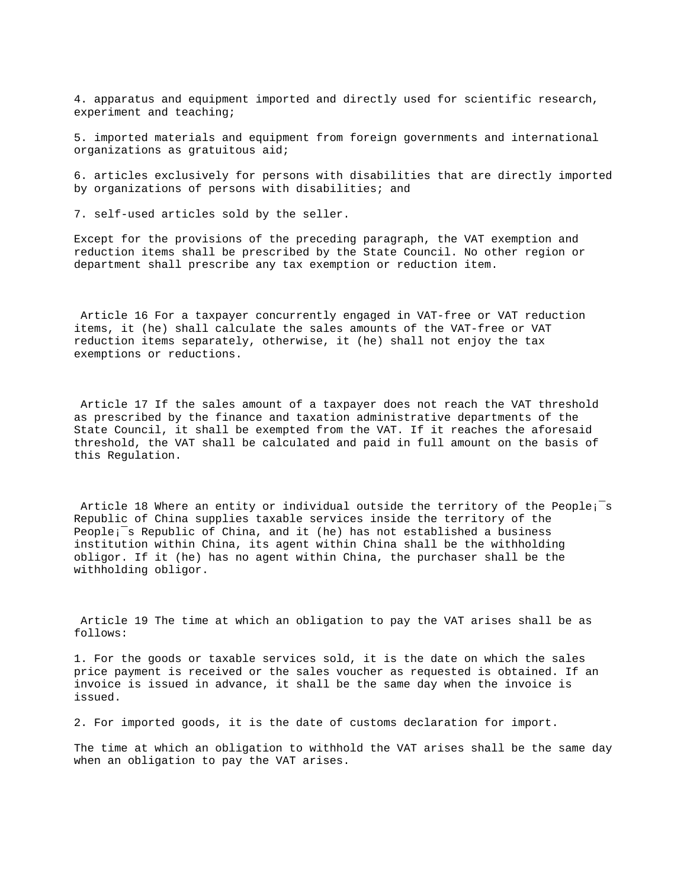4. apparatus and equipment imported and directly used for scientific research, experiment and teaching;

5. imported materials and equipment from foreign governments and international organizations as gratuitous aid;

6. articles exclusively for persons with disabilities that are directly imported by organizations of persons with disabilities; and

7. self-used articles sold by the seller.

Except for the provisions of the preceding paragraph, the VAT exemption and reduction items shall be prescribed by the State Council. No other region or department shall prescribe any tax exemption or reduction item.

Article 16 For a taxpayer concurrently engaged in VAT-free or VAT reduction items, it (he) shall calculate the sales amounts of the VAT-free or VAT reduction items separately, otherwise, it (he) shall not enjoy the tax exemptions or reductions.

Article 17 If the sales amount of a taxpayer does not reach the VAT threshold as prescribed by the finance and taxation administrative departments of the State Council, it shall be exempted from the VAT. If it reaches the aforesaid threshold, the VAT shall be calculated and paid in full amount on the basis of this Regulation.

Article 18 Where an entity or individual outside the territory of the People¡¯s Republic of China supplies taxable services inside the territory of the People¡¯s Republic of China, and it (he) has not established a business institution within China, its agent within China shall be the withholding obligor. If it (he) has no agent within China, the purchaser shall be the withholding obligor.

Article 19 The time at which an obligation to pay the VAT arises shall be as follows:

1. For the goods or taxable services sold, it is the date on which the sales price payment is received or the sales voucher as requested is obtained. If an invoice is issued in advance, it shall be the same day when the invoice is issued.

2. For imported goods, it is the date of customs declaration for import.

The time at which an obligation to withhold the VAT arises shall be the same day when an obligation to pay the VAT arises.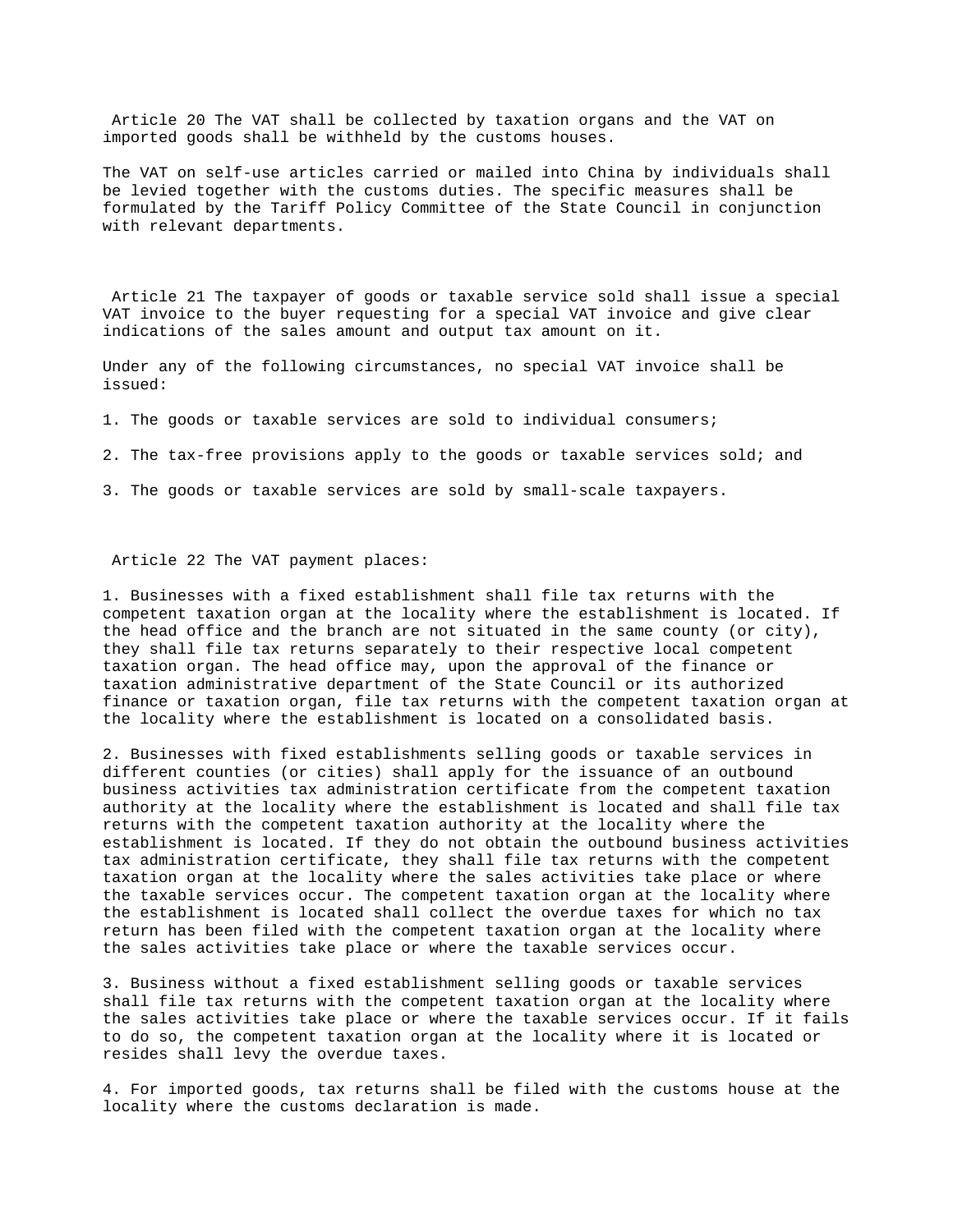Article 20 The VAT shall be collected by taxation organs and the VAT on imported goods shall be withheld by the customs houses.

The VAT on self-use articles carried or mailed into China by individuals shall be levied together with the customs duties. The specific measures shall be formulated by the Tariff Policy Committee of the State Council in conjunction with relevant departments.

Article 21 The taxpayer of goods or taxable service sold shall issue a special VAT invoice to the buyer requesting for a special VAT invoice and give clear indications of the sales amount and output tax amount on it.

Under any of the following circumstances, no special VAT invoice shall be issued:

1. The goods or taxable services are sold to individual consumers;

2. The tax-free provisions apply to the goods or taxable services sold; and

3. The goods or taxable services are sold by small-scale taxpayers.

Article 22 The VAT payment places:

1. Businesses with a fixed establishment shall file tax returns with the competent taxation organ at the locality where the establishment is located. If the head office and the branch are not situated in the same county (or city), they shall file tax returns separately to their respective local competent taxation organ. The head office may, upon the approval of the finance or taxation administrative department of the State Council or its authorized finance or taxation organ, file tax returns with the competent taxation organ at the locality where the establishment is located on a consolidated basis.

2. Businesses with fixed establishments selling goods or taxable services in different counties (or cities) shall apply for the issuance of an outbound business activities tax administration certificate from the competent taxation authority at the locality where the establishment is located and shall file tax returns with the competent taxation authority at the locality where the establishment is located. If they do not obtain the outbound business activities tax administration certificate, they shall file tax returns with the competent taxation organ at the locality where the sales activities take place or where the taxable services occur. The competent taxation organ at the locality where the establishment is located shall collect the overdue taxes for which no tax return has been filed with the competent taxation organ at the locality where the sales activities take place or where the taxable services occur.

3. Business without a fixed establishment selling goods or taxable services shall file tax returns with the competent taxation organ at the locality where the sales activities take place or where the taxable services occur. If it fails to do so, the competent taxation organ at the locality where it is located or resides shall levy the overdue taxes.

4. For imported goods, tax returns shall be filed with the customs house at the locality where the customs declaration is made.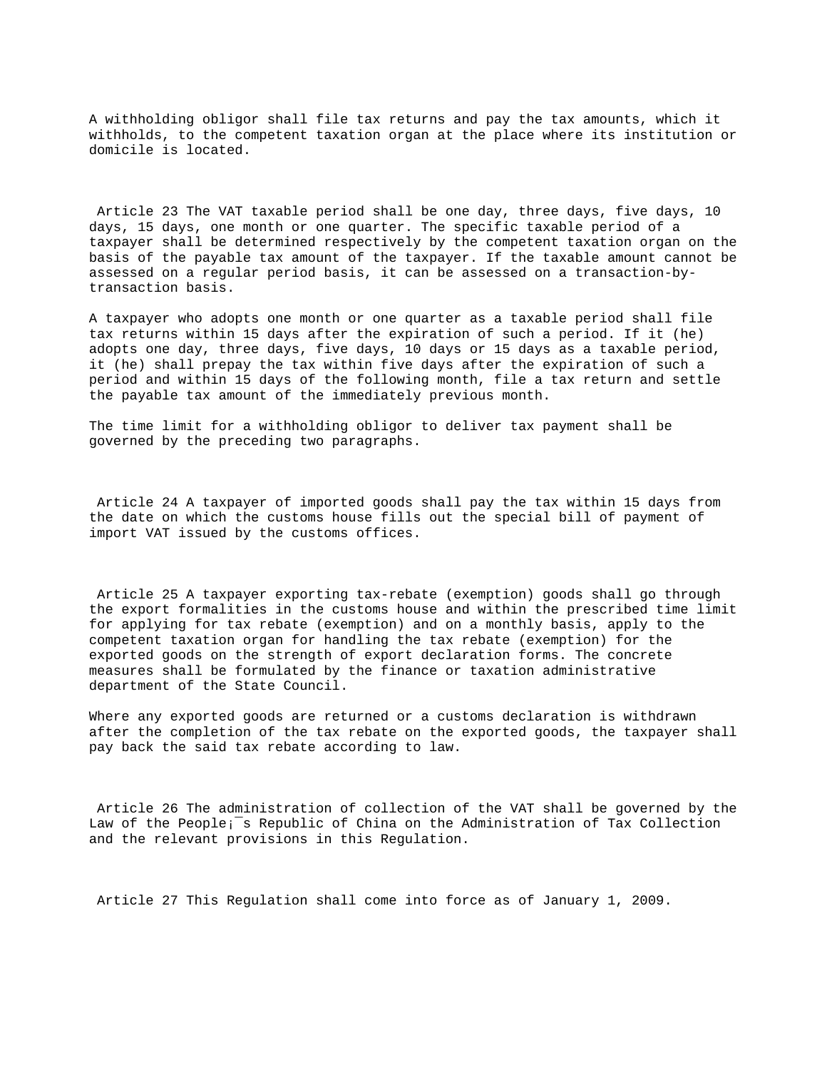A withholding obligor shall file tax returns and pay the tax amounts, which it withholds, to the competent taxation organ at the place where its institution or domicile is located.

Article 23 The VAT taxable period shall be one day, three days, five days, 10 days, 15 days, one month or one quarter. The specific taxable period of a taxpayer shall be determined respectively by the competent taxation organ on the basis of the payable tax amount of the taxpayer. If the taxable amount cannot be assessed on a regular period basis, it can be assessed on a transaction-by-transaction basis.

A taxpayer who adopts one month or one quarter as a taxable period shall file tax returns within 15 days after the expiration of such a period. If it (he) adopts one day, three days, five days, 10 days or 15 days as a taxable period, it (he) shall prepay the tax within five days after the expiration of such a period and within 15 days of the following month, file a tax return and settle the payable tax amount of the immediately previous month.

The time limit for a withholding obligor to deliver tax payment shall be governed by the preceding two paragraphs.

Article 24 A taxpayer of imported goods shall pay the tax within 15 days from the date on which the customs house fills out the special bill of payment of import VAT issued by the customs offices.

Article 25 A taxpayer exporting tax-rebate (exemption) goods shall go through the export formalities in the customs house and within the prescribed time limit for applying for tax rebate (exemption) and on a monthly basis, apply to the competent taxation organ for handling the tax rebate (exemption) for the exported goods on the strength of export declaration forms. The concrete measures shall be formulated by the finance or taxation administrative department of the State Council.

Where any exported goods are returned or a customs declaration is withdrawn after the completion of the tax rebate on the exported goods, the taxpayer shall pay back the said tax rebate according to law.

Article 26 The administration of collection of the VAT shall be governed by the Law of the People¡¯s Republic of China on the Administration of Tax Collection and the relevant provisions in this Regulation.

Article 27 This Regulation shall come into force as of January 1, 2009.